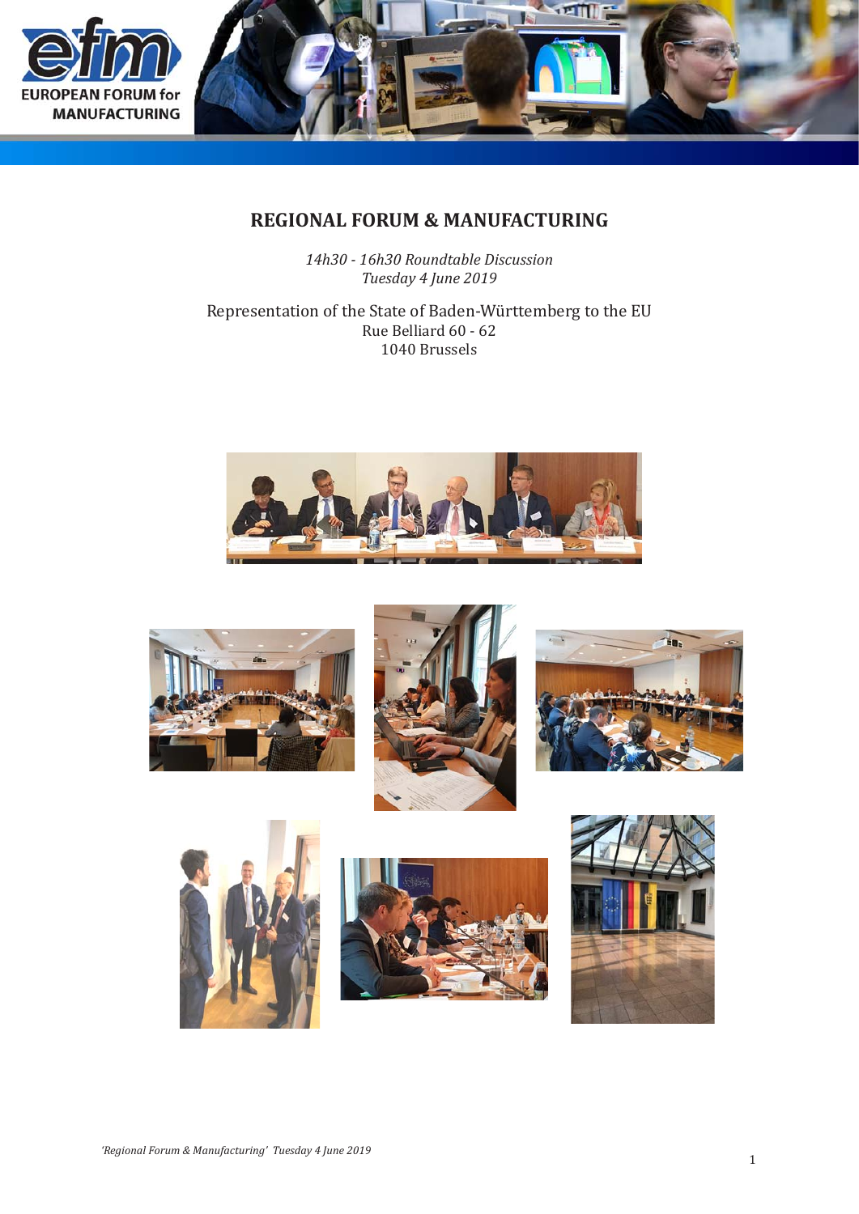# REGIONAL FORUM & MANUFACTURING

*14h30 - 16h30 Roundtable Discussion*
*Tuesday 4 June 2019*

Representation of the State of Baden-Württemberg to the EU
Rue Belliard 60 - 62
1040 Brussels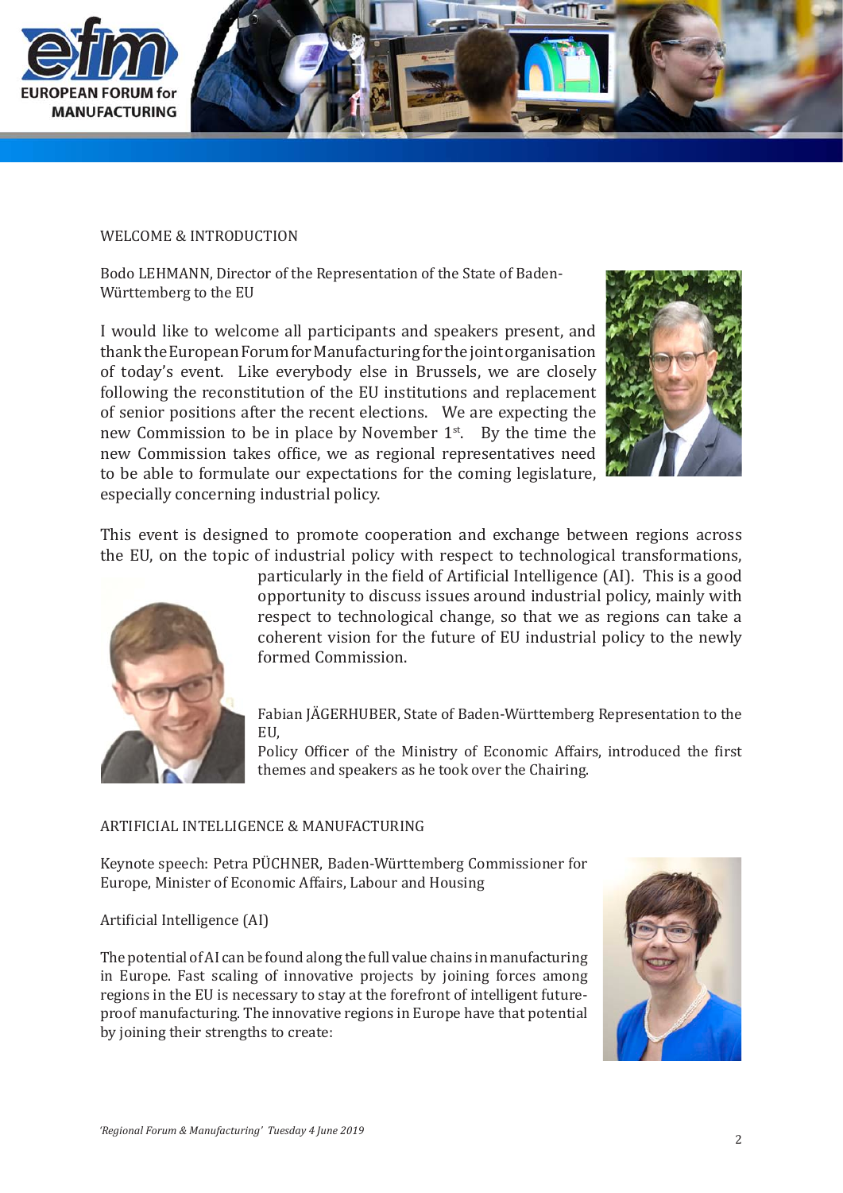## WELCOME & INTRODUCTION

Bodo LEHMANN, Director of the Representation of the State of Baden-Württemberg to the EU

I would like to welcome all participants and speakers present, and thank the European Forum for Manufacturing for the joint organisation of today's event. Like everybody else in Brussels, we are closely following the reconstitution of the EU institutions and replacement of senior positions after the recent elections. We are expecting the new Commission to be in place by November 1st. By the time the new Commission takes office, we as regional representatives need to be able to formulate our expectations for the coming legislature, especially concerning industrial policy.

This event is designed to promote cooperation and exchange between regions across the EU, on the topic of industrial policy with respect to technological transformations, particularly in the field of Artificial Intelligence (AI). This is a good opportunity to discuss issues around industrial policy, mainly with respect to technological change, so that we as regions can take a coherent vision for the future of EU industrial policy to the newly formed Commission.

Fabian JÄGERHUBER, State of Baden-Württemberg Representation to the EU,
Policy Officer of the Ministry of Economic Affairs, introduced the first themes and speakers as he took over the Chairing.

## ARTIFICIAL INTELLIGENCE & MANUFACTURING

Keynote speech: Petra PÜCHNER, Baden-Württemberg Commissioner for Europe, Minister of Economic Affairs, Labour and Housing

Artificial Intelligence (AI)

The potential of AI can be found along the full value chains in manufacturing in Europe. Fast scaling of innovative projects by joining forces among regions in the EU is necessary to stay at the forefront of intelligent future-proof manufacturing. The innovative regions in Europe have that potential by joining their strengths to create: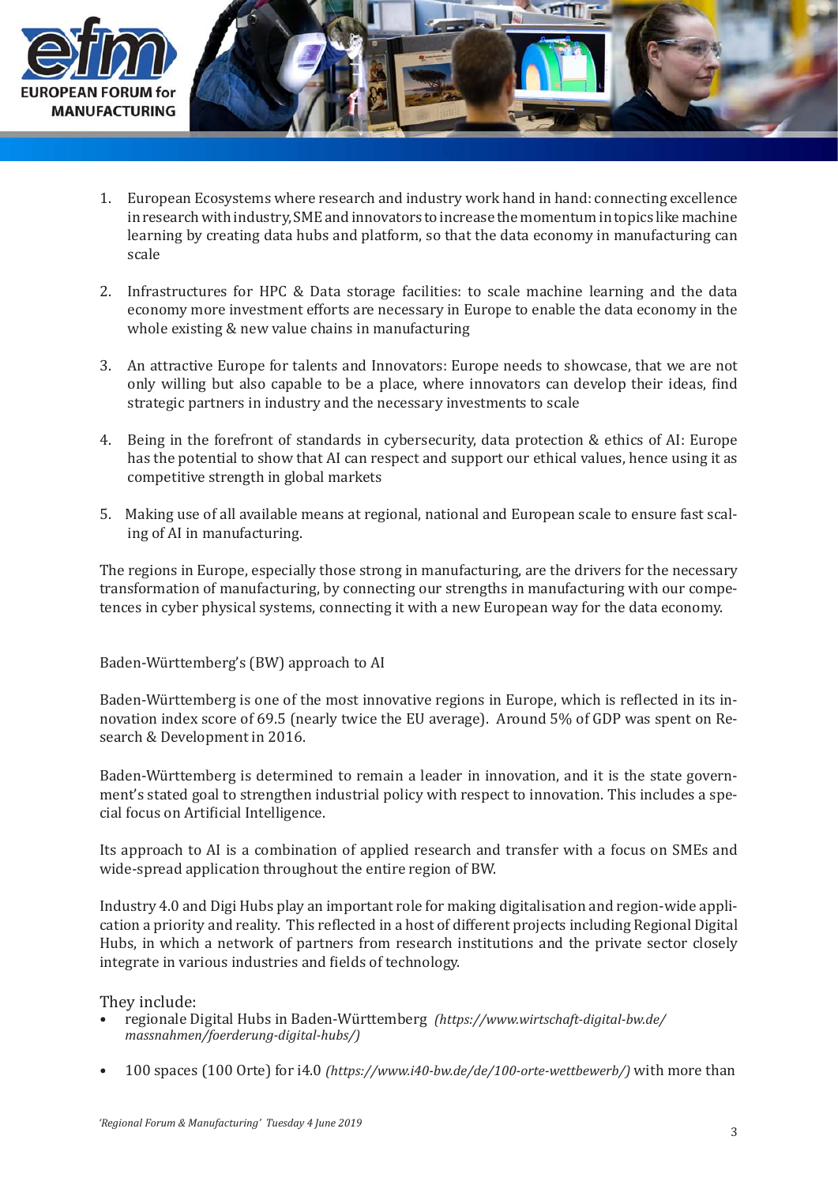1. European Ecosystems where research and industry work hand in hand: connecting excellence in research with industry, SME and innovators to increase the momentum in topics like machine learning by creating data hubs and platform, so that the data economy in manufacturing can scale

2. Infrastructures for HPC & Data storage facilities: to scale machine learning and the data economy more investment efforts are necessary in Europe to enable the data economy in the whole existing & new value chains in manufacturing

3. An attractive Europe for talents and Innovators: Europe needs to showcase, that we are not only willing but also capable to be a place, where innovators can develop their ideas, find strategic partners in industry and the necessary investments to scale

4. Being in the forefront of standards in cybersecurity, data protection & ethics of AI: Europe has the potential to show that AI can respect and support our ethical values, hence using it as competitive strength in global markets

5. Making use of all available means at regional, national and European scale to ensure fast scaling of AI in manufacturing.

The regions in Europe, especially those strong in manufacturing, are the drivers for the necessary transformation of manufacturing, by connecting our strengths in manufacturing with our competences in cyber physical systems, connecting it with a new European way for the data economy.

Baden-Württemberg's (BW) approach to AI

Baden-Württemberg is one of the most innovative regions in Europe, which is reflected in its innovation index score of 69.5 (nearly twice the EU average). Around 5% of GDP was spent on Research & Development in 2016.

Baden-Württemberg is determined to remain a leader in innovation, and it is the state government's stated goal to strengthen industrial policy with respect to innovation. This includes a special focus on Artificial Intelligence.

Its approach to AI is a combination of applied research and transfer with a focus on SMEs and wide-spread application throughout the entire region of BW.

Industry 4.0 and Digi Hubs play an important role for making digitalisation and region-wide application a priority and reality. This reflected in a host of different projects including Regional Digital Hubs, in which a network of partners from research institutions and the private sector closely integrate in various industries and fields of technology.

They include:

- regionale Digital Hubs in Baden-Württemberg *(https://www.wirtschaft-digital-bw.de/massnahmen/foerderung-digital-hubs/)*

- 100 spaces (100 Orte) for i4.0 *(https://www.i40-bw.de/de/100-orte-wettbewerb/)* with more than

*'Regional Forum & Manufacturing' Tuesday 4 June 2019*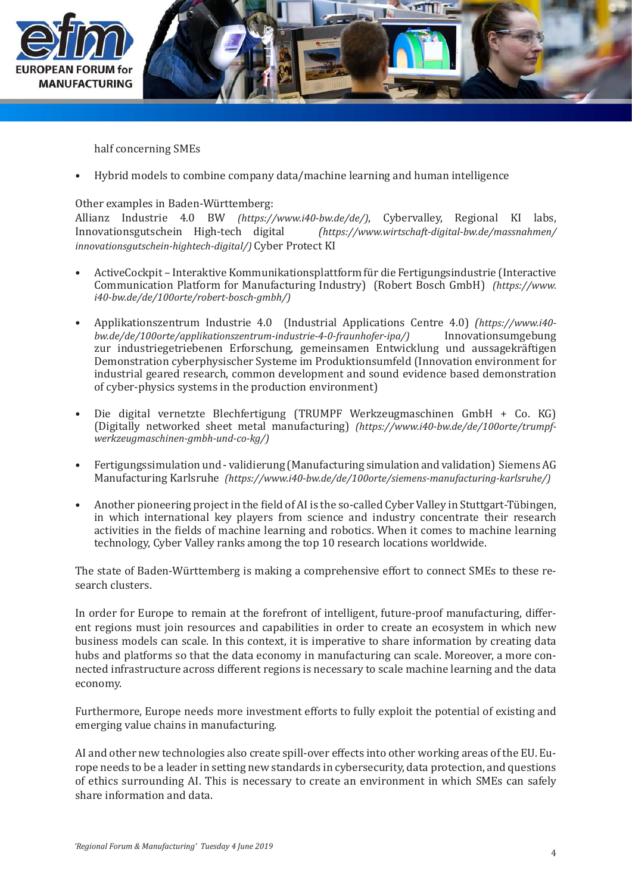half concerning SMEs

- Hybrid models to combine company data/machine learning and human intelligence

Other examples in Baden-Württemberg:
Allianz Industrie 4.0 BW *(https://www.i40-bw.de/de/)*, Cybervalley, Regional KI labs, Innovationsgutschein High-tech digital *(https://www.wirtschaft-digital-bw.de/massnahmen/innovationsgutschein-hightech-digital/)* Cyber Protect KI

- ActiveCockpit – Interaktive Kommunikationsplattform für die Fertigungsindustrie (Interactive Communication Platform for Manufacturing Industry) (Robert Bosch GmbH) *(https://www.i40-bw.de/de/100orte/robert-bosch-gmbh/)*

- Applikationszentrum Industrie 4.0 (Industrial Applications Centre 4.0) *(https://www.i40-bw.de/de/100orte/applikationszentrum-industrie-4-0-fraunhofer-ipa/)* Innovationsumgebung zur industriegetriebenen Erforschung, gemeinsamen Entwicklung und aussagekräftigen Demonstration cyberphysischer Systeme im Produktionsumfeld (Innovation environment for industrial geared research, common development and sound evidence based demonstration of cyber-physics systems in the production environment)

- Die digital vernetzte Blechfertigung (TRUMPF Werkzeugmaschinen GmbH + Co. KG) (Digitally networked sheet metal manufacturing) *(https://www.i40-bw.de/de/100orte/trumpf-werkzeugmaschinen-gmbh-und-co-kg/)*

- Fertigungssimulation und - validierung (Manufacturing simulation and validation) Siemens AG Manufacturing Karlsruhe *(https://www.i40-bw.de/de/100orte/siemens-manufacturing-karlsruhe/)*

- Another pioneering project in the field of AI is the so-called Cyber Valley in Stuttgart-Tübingen, in which international key players from science and industry concentrate their research activities in the fields of machine learning and robotics. When it comes to machine learning technology, Cyber Valley ranks among the top 10 research locations worldwide.

The state of Baden-Württemberg is making a comprehensive effort to connect SMEs to these research clusters.

In order for Europe to remain at the forefront of intelligent, future-proof manufacturing, different regions must join resources and capabilities in order to create an ecosystem in which new business models can scale. In this context, it is imperative to share information by creating data hubs and platforms so that the data economy in manufacturing can scale. Moreover, a more connected infrastructure across different regions is necessary to scale machine learning and the data economy.

Furthermore, Europe needs more investment efforts to fully exploit the potential of existing and emerging value chains in manufacturing.

AI and other new technologies also create spill-over effects into other working areas of the EU. Europe needs to be a leader in setting new standards in cybersecurity, data protection, and questions of ethics surrounding AI. This is necessary to create an environment in which SMEs can safely share information and data.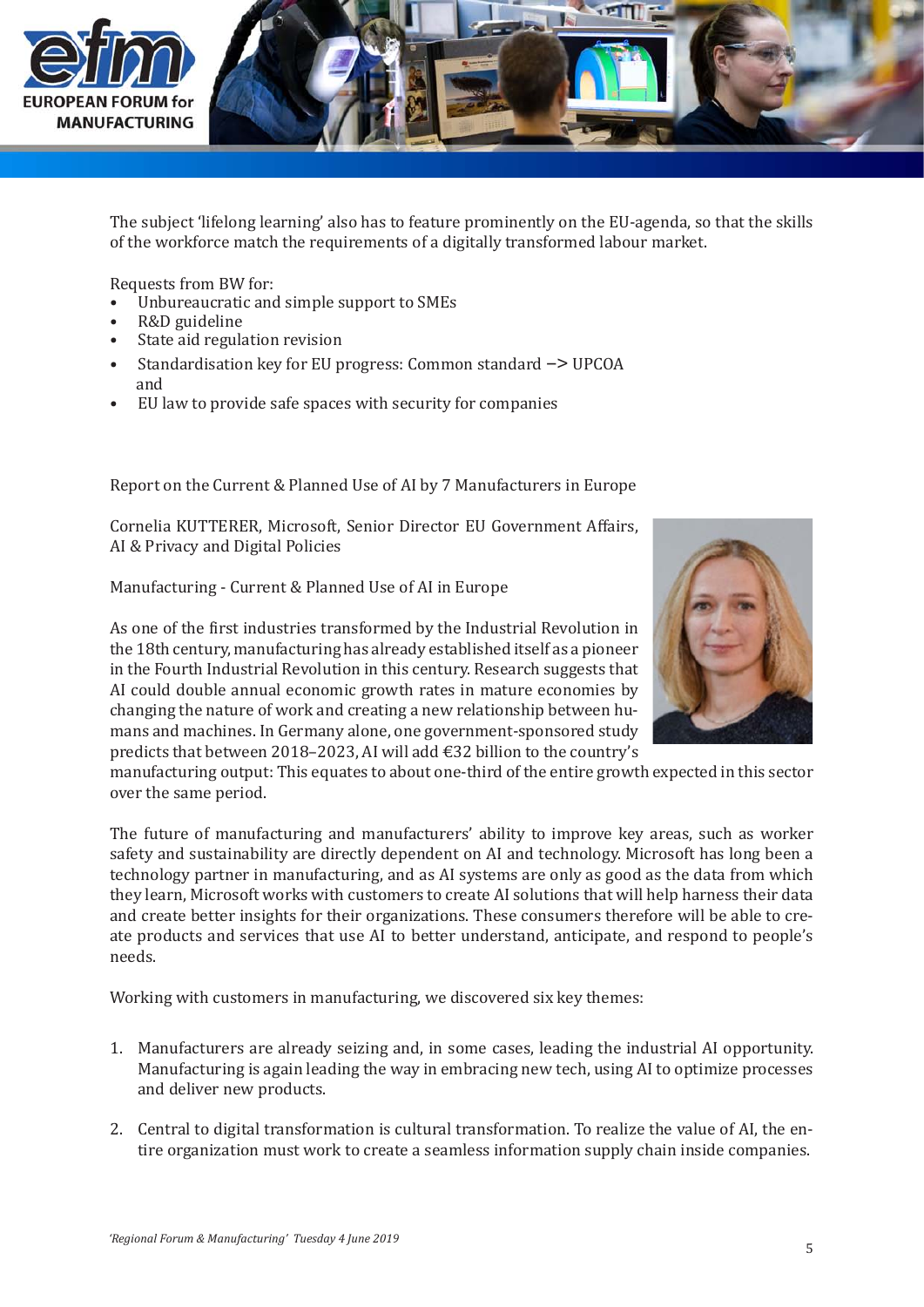The subject 'lifelong learning' also has to feature prominently on the EU-agenda, so that the skills of the workforce match the requirements of a digitally transformed labour market.

Requests from BW for:

- Unbureaucratic and simple support to SMEs
- R&D guideline
- State aid regulation revision
- Standardisation key for EU progress: Common standard –> UPCOA and
- EU law to provide safe spaces with security for companies

Report on the Current & Planned Use of AI by 7 Manufacturers in Europe

Cornelia KUTTERER, Microsoft, Senior Director EU Government Affairs, AI & Privacy and Digital Policies

Manufacturing - Current & Planned Use of AI in Europe

As one of the first industries transformed by the Industrial Revolution in the 18th century, manufacturing has already established itself as a pioneer in the Fourth Industrial Revolution in this century. Research suggests that AI could double annual economic growth rates in mature economies by changing the nature of work and creating a new relationship between humans and machines. In Germany alone, one government-sponsored study predicts that between 2018–2023, AI will add €32 billion to the country's manufacturing output: This equates to about one-third of the entire growth expected in this sector over the same period.

The future of manufacturing and manufacturers' ability to improve key areas, such as worker safety and sustainability are directly dependent on AI and technology. Microsoft has long been a technology partner in manufacturing, and as AI systems are only as good as the data from which they learn, Microsoft works with customers to create AI solutions that will help harness their data and create better insights for their organizations. These consumers therefore will be able to create products and services that use AI to better understand, anticipate, and respond to people's needs.

Working with customers in manufacturing, we discovered six key themes:

1. Manufacturers are already seizing and, in some cases, leading the industrial AI opportunity. Manufacturing is again leading the way in embracing new tech, using AI to optimize processes and deliver new products.
2. Central to digital transformation is cultural transformation. To realize the value of AI, the entire organization must work to create a seamless information supply chain inside companies.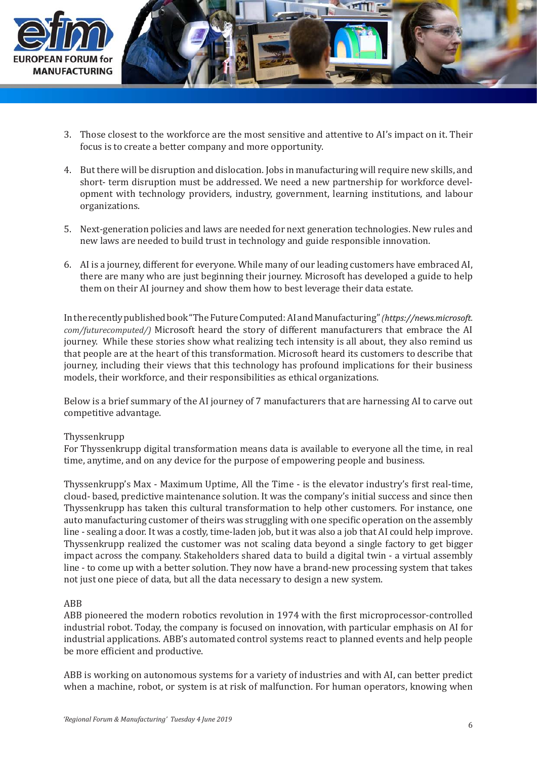3. Those closest to the workforce are the most sensitive and attentive to AI's impact on it. Their focus is to create a better company and more opportunity.

4. But there will be disruption and dislocation. Jobs in manufacturing will require new skills, and short- term disruption must be addressed. We need a new partnership for workforce development with technology providers, industry, government, learning institutions, and labour organizations.

5. Next-generation policies and laws are needed for next generation technologies. New rules and new laws are needed to build trust in technology and guide responsible innovation.

6. AI is a journey, different for everyone. While many of our leading customers have embraced AI, there are many who are just beginning their journey. Microsoft has developed a guide to help them on their AI journey and show them how to best leverage their data estate.

In the recently published book "The Future Computed: AI and Manufacturing" ***(https://news.microsoft.com/futurecomputed/)*** Microsoft heard the story of different manufacturers that embrace the AI journey. While these stories show what realizing tech intensity is all about, they also remind us that people are at the heart of this transformation. Microsoft heard its customers to describe that journey, including their views that this technology has profound implications for their business models, their workforce, and their responsibilities as ethical organizations.

Below is a brief summary of the AI journey of 7 manufacturers that are harnessing AI to carve out competitive advantage.

Thyssenkrupp
For Thyssenkrupp digital transformation means data is available to everyone all the time, in real time, anytime, and on any device for the purpose of empowering people and business.

Thyssenkrupp's Max - Maximum Uptime, All the Time - is the elevator industry's first real-time, cloud- based, predictive maintenance solution. It was the company's initial success and since then Thyssenkrupp has taken this cultural transformation to help other customers. For instance, one auto manufacturing customer of theirs was struggling with one specific operation on the assembly line - sealing a door. It was a costly, time-laden job, but it was also a job that AI could help improve. Thyssenkrupp realized the customer was not scaling data beyond a single factory to get bigger impact across the company. Stakeholders shared data to build a digital twin - a virtual assembly line - to come up with a better solution. They now have a brand-new processing system that takes not just one piece of data, but all the data necessary to design a new system.

ABB
ABB pioneered the modern robotics revolution in 1974 with the first microprocessor-controlled industrial robot. Today, the company is focused on innovation, with particular emphasis on AI for industrial applications. ABB's automated control systems react to planned events and help people be more efficient and productive.

ABB is working on autonomous systems for a variety of industries and with AI, can better predict when a machine, robot, or system is at risk of malfunction. For human operators, knowing when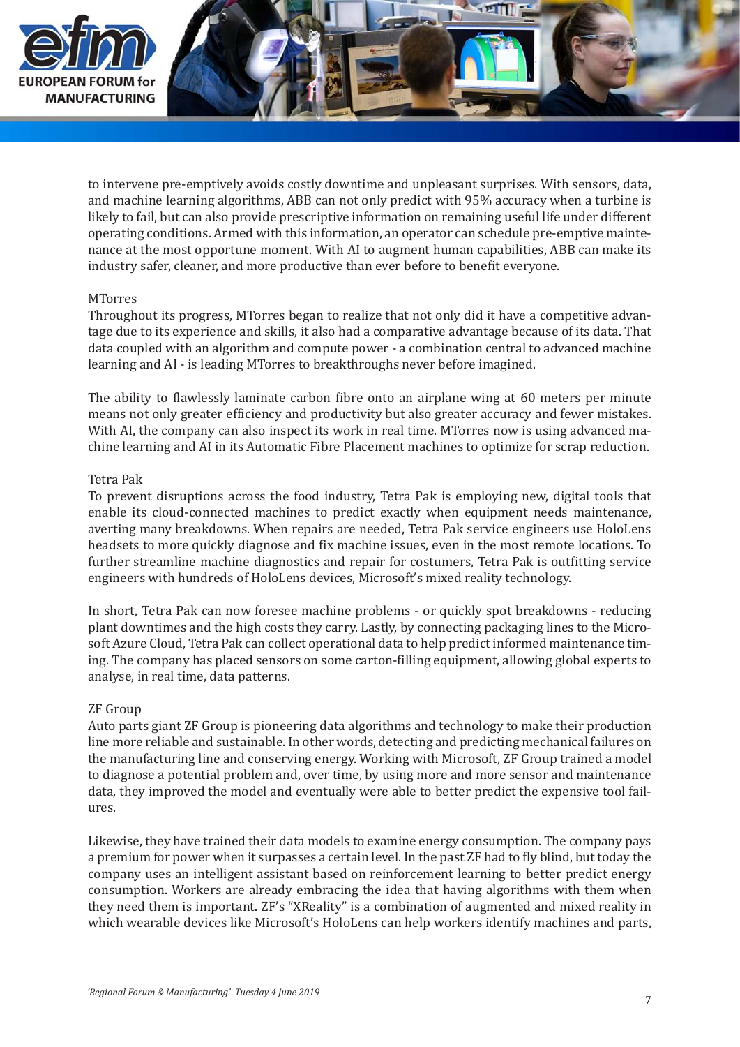to intervene pre-emptively avoids costly downtime and unpleasant surprises. With sensors, data, and machine learning algorithms, ABB can not only predict with 95% accuracy when a turbine is likely to fail, but can also provide prescriptive information on remaining useful life under different operating conditions. Armed with this information, an operator can schedule pre-emptive maintenance at the most opportune moment. With AI to augment human capabilities, ABB can make its industry safer, cleaner, and more productive than ever before to benefit everyone.

MTorres

Throughout its progress, MTorres began to realize that not only did it have a competitive advantage due to its experience and skills, it also had a comparative advantage because of its data. That data coupled with an algorithm and compute power - a combination central to advanced machine learning and AI - is leading MTorres to breakthroughs never before imagined.

The ability to flawlessly laminate carbon fibre onto an airplane wing at 60 meters per minute means not only greater efficiency and productivity but also greater accuracy and fewer mistakes. With AI, the company can also inspect its work in real time. MTorres now is using advanced machine learning and AI in its Automatic Fibre Placement machines to optimize for scrap reduction.

Tetra Pak

To prevent disruptions across the food industry, Tetra Pak is employing new, digital tools that enable its cloud-connected machines to predict exactly when equipment needs maintenance, averting many breakdowns. When repairs are needed, Tetra Pak service engineers use HoloLens headsets to more quickly diagnose and fix machine issues, even in the most remote locations. To further streamline machine diagnostics and repair for costumers, Tetra Pak is outfitting service engineers with hundreds of HoloLens devices, Microsoft's mixed reality technology.

In short, Tetra Pak can now foresee machine problems - or quickly spot breakdowns - reducing plant downtimes and the high costs they carry. Lastly, by connecting packaging lines to the Microsoft Azure Cloud, Tetra Pak can collect operational data to help predict informed maintenance timing. The company has placed sensors on some carton-filling equipment, allowing global experts to analyse, in real time, data patterns.

ZF Group

Auto parts giant ZF Group is pioneering data algorithms and technology to make their production line more reliable and sustainable. In other words, detecting and predicting mechanical failures on the manufacturing line and conserving energy. Working with Microsoft, ZF Group trained a model to diagnose a potential problem and, over time, by using more and more sensor and maintenance data, they improved the model and eventually were able to better predict the expensive tool failures.

Likewise, they have trained their data models to examine energy consumption. The company pays a premium for power when it surpasses a certain level. In the past ZF had to fly blind, but today the company uses an intelligent assistant based on reinforcement learning to better predict energy consumption. Workers are already embracing the idea that having algorithms with them when they need them is important. ZF's "XReality" is a combination of augmented and mixed reality in which wearable devices like Microsoft's HoloLens can help workers identify machines and parts,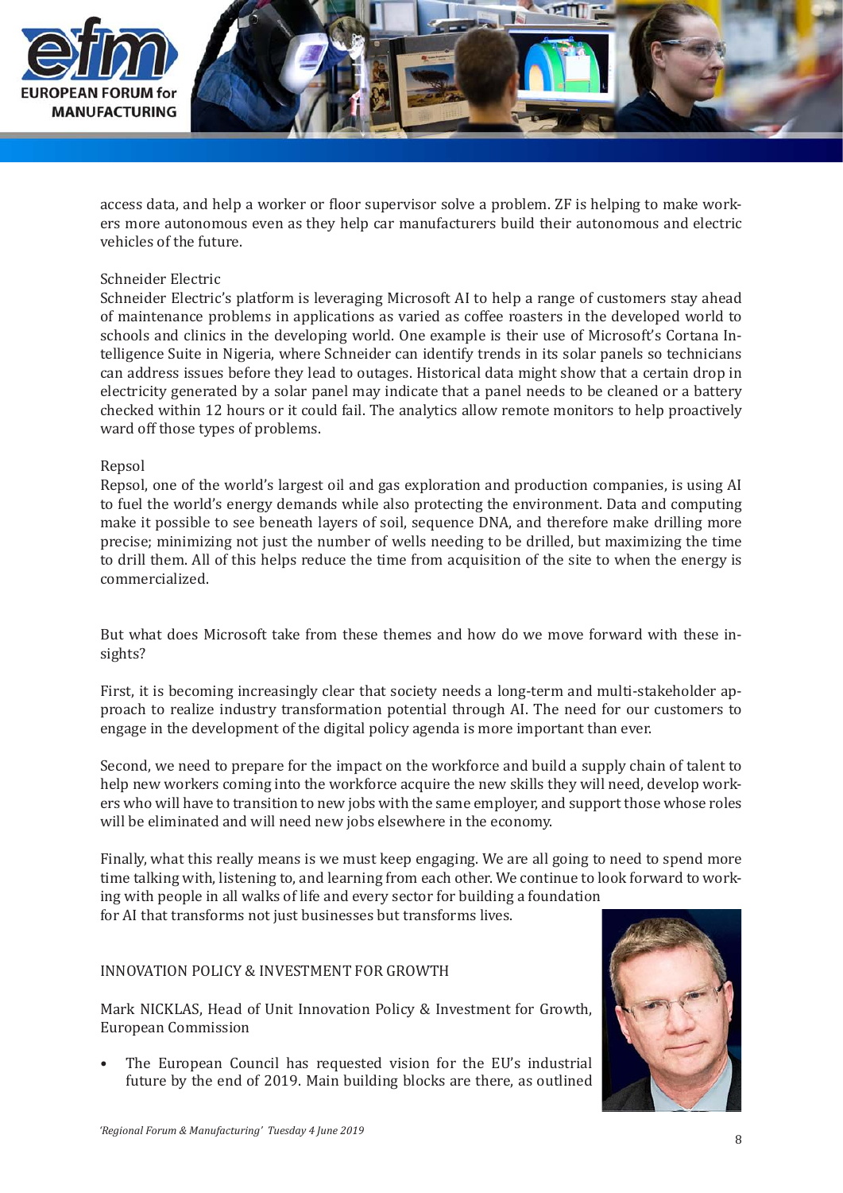access data, and help a worker or floor supervisor solve a problem. ZF is helping to make workers more autonomous even as they help car manufacturers build their autonomous and electric vehicles of the future.

Schneider Electric

Schneider Electric's platform is leveraging Microsoft AI to help a range of customers stay ahead of maintenance problems in applications as varied as coffee roasters in the developed world to schools and clinics in the developing world. One example is their use of Microsoft's Cortana Intelligence Suite in Nigeria, where Schneider can identify trends in its solar panels so technicians can address issues before they lead to outages. Historical data might show that a certain drop in electricity generated by a solar panel may indicate that a panel needs to be cleaned or a battery checked within 12 hours or it could fail. The analytics allow remote monitors to help proactively ward off those types of problems.

Repsol

Repsol, one of the world's largest oil and gas exploration and production companies, is using AI to fuel the world's energy demands while also protecting the environment. Data and computing make it possible to see beneath layers of soil, sequence DNA, and therefore make drilling more precise; minimizing not just the number of wells needing to be drilled, but maximizing the time to drill them. All of this helps reduce the time from acquisition of the site to when the energy is commercialized.

But what does Microsoft take from these themes and how do we move forward with these insights?

First, it is becoming increasingly clear that society needs a long-term and multi-stakeholder approach to realize industry transformation potential through AI. The need for our customers to engage in the development of the digital policy agenda is more important than ever.

Second, we need to prepare for the impact on the workforce and build a supply chain of talent to help new workers coming into the workforce acquire the new skills they will need, develop workers who will have to transition to new jobs with the same employer, and support those whose roles will be eliminated and will need new jobs elsewhere in the economy.

Finally, what this really means is we must keep engaging. We are all going to need to spend more time talking with, listening to, and learning from each other. We continue to look forward to working with people in all walks of life and every sector for building a foundation for AI that transforms not just businesses but transforms lives.

## INNOVATION POLICY & INVESTMENT FOR GROWTH

Mark NICKLAS, Head of Unit Innovation Policy & Investment for Growth, European Commission

- The European Council has requested vision for the EU's industrial future by the end of 2019. Main building blocks are there, as outlined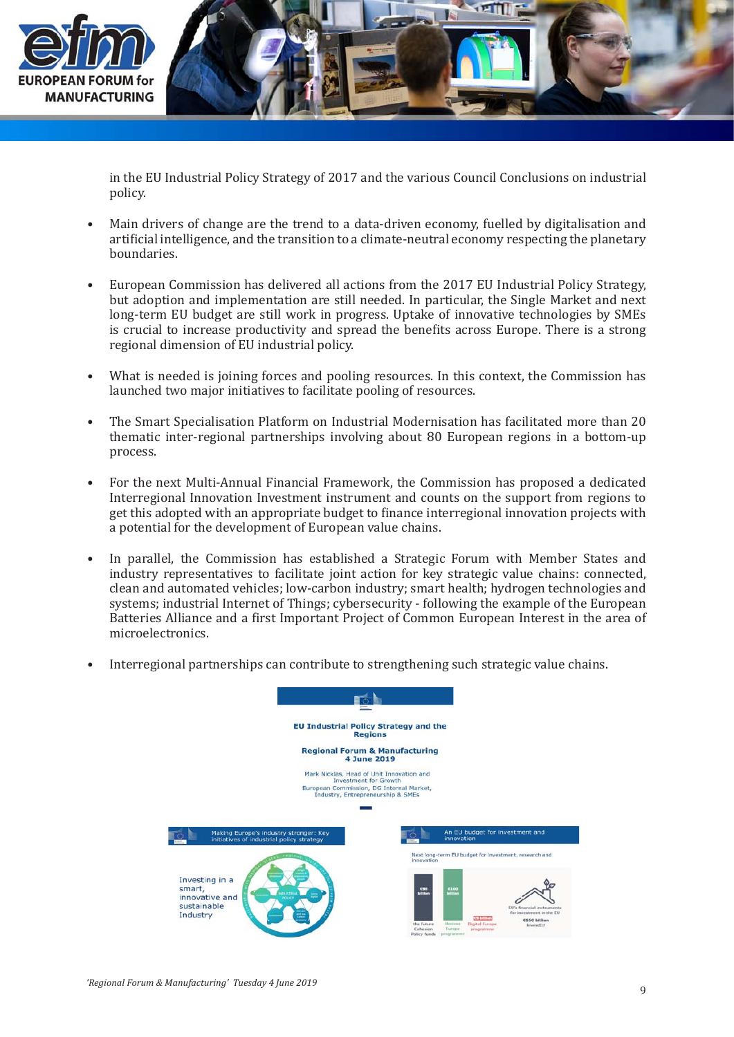in the EU Industrial Policy Strategy of 2017 and the various Council Conclusions on industrial policy.

- Main drivers of change are the trend to a data-driven economy, fuelled by digitalisation and artificial intelligence, and the transition to a climate-neutral economy respecting the planetary boundaries.

- European Commission has delivered all actions from the 2017 EU Industrial Policy Strategy, but adoption and implementation are still needed. In particular, the Single Market and next long-term EU budget are still work in progress. Uptake of innovative technologies by SMEs is crucial to increase productivity and spread the benefits across Europe. There is a strong regional dimension of EU industrial policy.

- What is needed is joining forces and pooling resources. In this context, the Commission has launched two major initiatives to facilitate pooling of resources.

- The Smart Specialisation Platform on Industrial Modernisation has facilitated more than 20 thematic inter-regional partnerships involving about 80 European regions in a bottom-up process.

- For the next Multi-Annual Financial Framework, the Commission has proposed a dedicated Interregional Innovation Investment instrument and counts on the support from regions to get this adopted with an appropriate budget to finance interregional innovation projects with a potential for the development of European value chains.

- In parallel, the Commission has established a Strategic Forum with Member States and industry representatives to facilitate joint action for key strategic value chains: connected, clean and automated vehicles; low-carbon industry; smart health; hydrogen technologies and systems; industrial Internet of Things; cybersecurity - following the example of the European Batteries Alliance and a first Important Project of Common European Interest in the area of microelectronics.

- Interregional partnerships can contribute to strengthening such strategic value chains.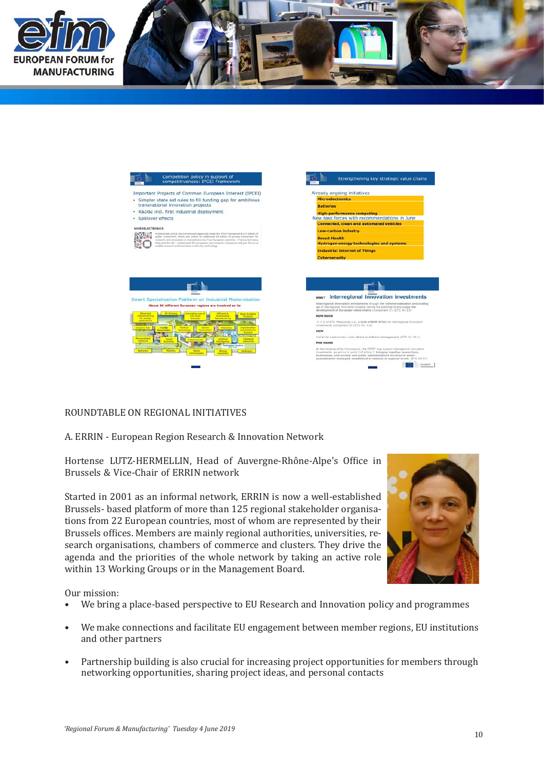ROUNDTABLE ON REGIONAL INITIATIVES

A. ERRIN - European Region Research & Innovation Network

Hortense LUTZ-HERMELLIN, Head of Auvergne-Rhône-Alpe's Office in Brussels & Vice-Chair of ERRIN network

Started in 2001 as an informal network, ERRIN is now a well-established Brussels- based platform of more than 125 regional stakeholder organisations from 22 European countries, most of whom are represented by their Brussels offices. Members are mainly regional authorities, universities, research organisations, chambers of commerce and clusters. They drive the agenda and the priorities of the whole network by taking an active role within 13 Working Groups or in the Management Board.

Our mission:

- We bring a place-based perspective to EU Research and Innovation policy and programmes
- We make connections and facilitate EU engagement between member regions, EU institutions and other partners
- Partnership building is also crucial for increasing project opportunities for members through networking opportunities, sharing project ideas, and personal contacts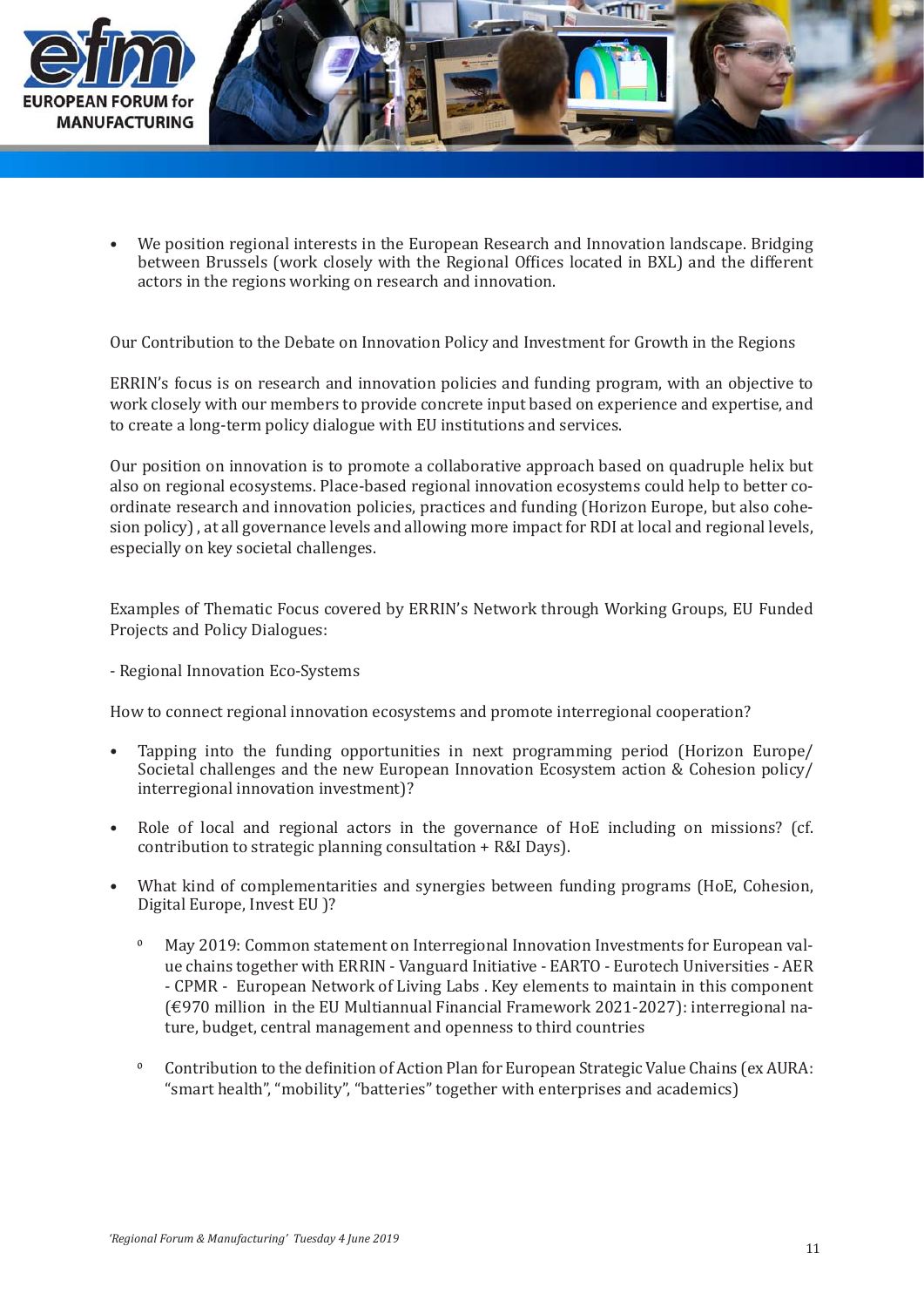- We position regional interests in the European Research and Innovation landscape. Bridging between Brussels (work closely with the Regional Offices located in BXL) and the different actors in the regions working on research and innovation.

Our Contribution to the Debate on Innovation Policy and Investment for Growth in the Regions

ERRIN's focus is on research and innovation policies and funding program, with an objective to work closely with our members to provide concrete input based on experience and expertise, and to create a long-term policy dialogue with EU institutions and services.

Our position on innovation is to promote a collaborative approach based on quadruple helix but also on regional ecosystems. Place-based regional innovation ecosystems could help to better co-ordinate research and innovation policies, practices and funding (Horizon Europe, but also cohesion policy) , at all governance levels and allowing more impact for RDI at local and regional levels, especially on key societal challenges.

Examples of Thematic Focus covered by ERRIN's Network through Working Groups, EU Funded Projects and Policy Dialogues:

- Regional Innovation Eco-Systems

How to connect regional innovation ecosystems and promote interregional cooperation?

- Tapping into the funding opportunities in next programming period (Horizon Europe/ Societal challenges and the new European Innovation Ecosystem action & Cohesion policy/ interregional innovation investment)?
- Role of local and regional actors in the governance of HoE including on missions? (cf. contribution to strategic planning consultation + R&I Days).
- What kind of complementarities and synergies between funding programs (HoE, Cohesion, Digital Europe, Invest EU )?
  - May 2019: Common statement on Interregional Innovation Investments for European value chains together with ERRIN - Vanguard Initiative - EARTO - Eurotech Universities - AER - CPMR - European Network of Living Labs . Key elements to maintain in this component (€970 million in the EU Multiannual Financial Framework 2021-2027): interregional nature, budget, central management and openness to third countries
  - Contribution to the definition of Action Plan for European Strategic Value Chains (ex AURA: "smart health", "mobility", "batteries" together with enterprises and academics)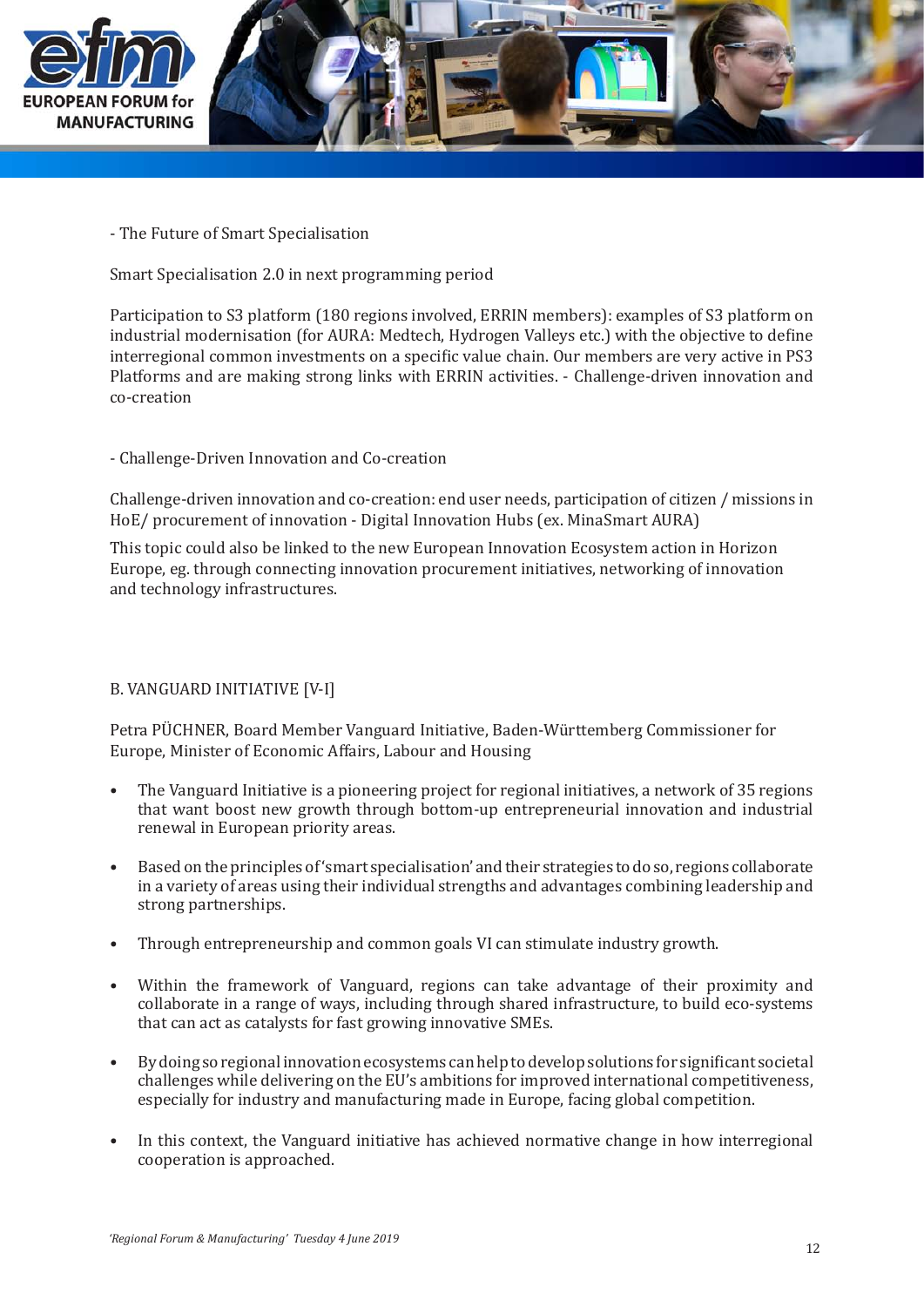- The Future of Smart Specialisation

Smart Specialisation 2.0 in next programming period

Participation to S3 platform (180 regions involved, ERRIN members): examples of S3 platform on industrial modernisation (for AURA: Medtech, Hydrogen Valleys etc.) with the objective to define interregional common investments on a specific value chain. Our members are very active in PS3 Platforms and are making strong links with ERRIN activities. - Challenge-driven innovation and co-creation

- Challenge-Driven Innovation and Co-creation

Challenge-driven innovation and co-creation: end user needs, participation of citizen / missions in HoE/ procurement of innovation - Digital Innovation Hubs (ex. MinaSmart AURA)

This topic could also be linked to the new European Innovation Ecosystem action in Horizon Europe, eg. through connecting innovation procurement initiatives, networking of innovation and technology infrastructures.

B. VANGUARD INITIATIVE [V-I]

Petra PÜCHNER, Board Member Vanguard Initiative, Baden-Württemberg Commissioner for Europe, Minister of Economic Affairs, Labour and Housing

- The Vanguard Initiative is a pioneering project for regional initiatives, a network of 35 regions that want boost new growth through bottom-up entrepreneurial innovation and industrial renewal in European priority areas.
- Based on the principles of 'smart specialisation' and their strategies to do so, regions collaborate in a variety of areas using their individual strengths and advantages combining leadership and strong partnerships.
- Through entrepreneurship and common goals VI can stimulate industry growth.
- Within the framework of Vanguard, regions can take advantage of their proximity and collaborate in a range of ways, including through shared infrastructure, to build eco-systems that can act as catalysts for fast growing innovative SMEs.
- By doing so regional innovation ecosystems can help to develop solutions for significant societal challenges while delivering on the EU's ambitions for improved international competitiveness, especially for industry and manufacturing made in Europe, facing global competition.
- In this context, the Vanguard initiative has achieved normative change in how interregional cooperation is approached.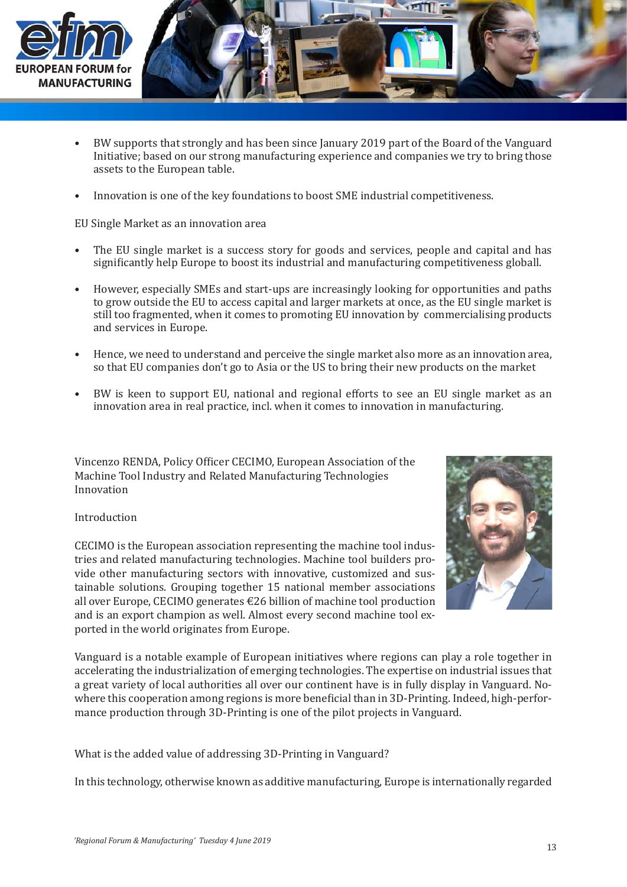- BW supports that strongly and has been since January 2019 part of the Board of the Vanguard Initiative; based on our strong manufacturing experience and companies we try to bring those assets to the European table.

- Innovation is one of the key foundations to boost SME industrial competitiveness.

EU Single Market as an innovation area

- The EU single market is a success story for goods and services, people and capital and has significantly help Europe to boost its industrial and manufacturing competitiveness globall.

- However, especially SMEs and start-ups are increasingly looking for opportunities and paths to grow outside the EU to access capital and larger markets at once, as the EU single market is still too fragmented, when it comes to promoting EU innovation by commercialising products and services in Europe.

- Hence, we need to understand and perceive the single market also more as an innovation area, so that EU companies don't go to Asia or the US to bring their new products on the market

- BW is keen to support EU, national and regional efforts to see an EU single market as an innovation area in real practice, incl. when it comes to innovation in manufacturing.

Vincenzo RENDA, Policy Officer CECIMO, European Association of the Machine Tool Industry and Related Manufacturing Technologies Innovation

Introduction

CECIMO is the European association representing the machine tool industries and related manufacturing technologies. Machine tool builders provide other manufacturing sectors with innovative, customized and sustainable solutions. Grouping together 15 national member associations all over Europe, CECIMO generates €26 billion of machine tool production and is an export champion as well. Almost every second machine tool exported in the world originates from Europe.

Vanguard is a notable example of European initiatives where regions can play a role together in accelerating the industrialization of emerging technologies. The expertise on industrial issues that a great variety of local authorities all over our continent have is in fully display in Vanguard. Nowhere this cooperation among regions is more beneficial than in 3D-Printing. Indeed, high-performance production through 3D-Printing is one of the pilot projects in Vanguard.

What is the added value of addressing 3D-Printing in Vanguard?

In this technology, otherwise known as additive manufacturing, Europe is internationally regarded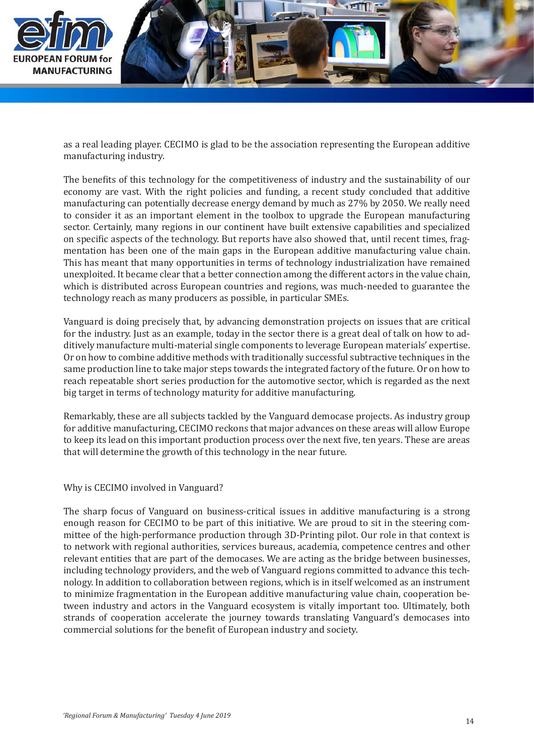as a real leading player. CECIMO is glad to be the association representing the European additive manufacturing industry.

The benefits of this technology for the competitiveness of industry and the sustainability of our economy are vast. With the right policies and funding, a recent study concluded that additive manufacturing can potentially decrease energy demand by much as 27% by 2050. We really need to consider it as an important element in the toolbox to upgrade the European manufacturing sector. Certainly, many regions in our continent have built extensive capabilities and specialized on specific aspects of the technology. But reports have also showed that, until recent times, fragmentation has been one of the main gaps in the European additive manufacturing value chain. This has meant that many opportunities in terms of technology industrialization have remained unexploited. It became clear that a better connection among the different actors in the value chain, which is distributed across European countries and regions, was much-needed to guarantee the technology reach as many producers as possible, in particular SMEs.

Vanguard is doing precisely that, by advancing demonstration projects on issues that are critical for the industry. Just as an example, today in the sector there is a great deal of talk on how to additively manufacture multi-material single components to leverage European materials' expertise. Or on how to combine additive methods with traditionally successful subtractive techniques in the same production line to take major steps towards the integrated factory of the future. Or on how to reach repeatable short series production for the automotive sector, which is regarded as the next big target in terms of technology maturity for additive manufacturing.

Remarkably, these are all subjects tackled by the Vanguard democase projects. As industry group for additive manufacturing, CECIMO reckons that major advances on these areas will allow Europe to keep its lead on this important production process over the next five, ten years. These are areas that will determine the growth of this technology in the near future.

Why is CECIMO involved in Vanguard?

The sharp focus of Vanguard on business-critical issues in additive manufacturing is a strong enough reason for CECIMO to be part of this initiative. We are proud to sit in the steering committee of the high-performance production through 3D-Printing pilot. Our role in that context is to network with regional authorities, services bureaus, academia, competence centres and other relevant entities that are part of the democases. We are acting as the bridge between businesses, including technology providers, and the web of Vanguard regions committed to advance this technology. In addition to collaboration between regions, which is in itself welcomed as an instrument to minimize fragmentation in the European additive manufacturing value chain, cooperation between industry and actors in the Vanguard ecosystem is vitally important too. Ultimately, both strands of cooperation accelerate the journey towards translating Vanguard's democases into commercial solutions for the benefit of European industry and society.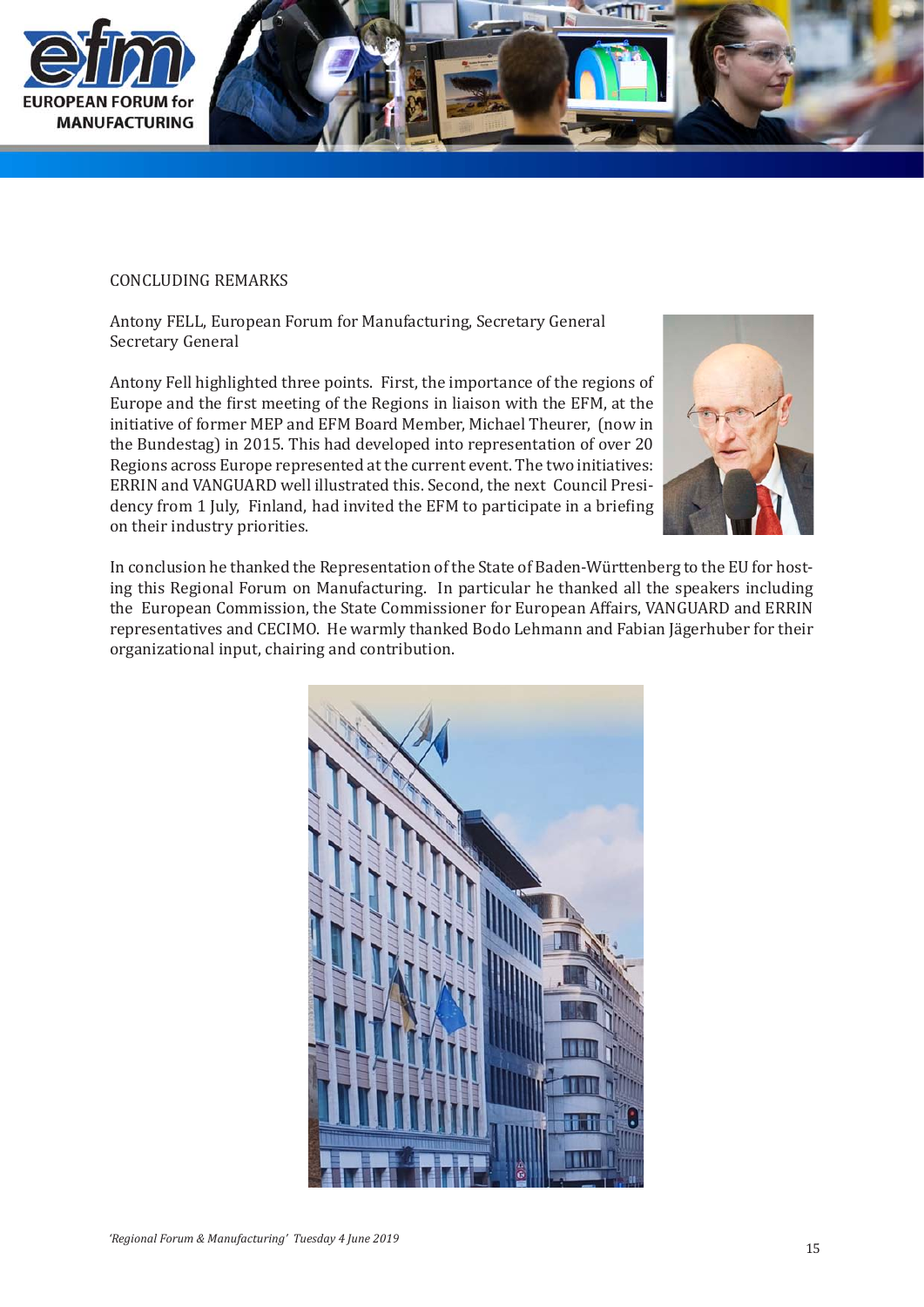## CONCLUDING REMARKS

Antony FELL, European Forum for Manufacturing, Secretary General
Secretary General

Antony Fell highlighted three points. First, the importance of the regions of Europe and the first meeting of the Regions in liaison with the EFM, at the initiative of former MEP and EFM Board Member, Michael Theurer, (now in the Bundestag) in 2015. This had developed into representation of over 20 Regions across Europe represented at the current event. The two initiatives: ERRIN and VANGUARD well illustrated this. Second, the next Council Presidency from 1 July, Finland, had invited the EFM to participate in a briefing on their industry priorities.

In conclusion he thanked the Representation of the State of Baden-Württenberg to the EU for hosting this Regional Forum on Manufacturing. In particular he thanked all the speakers including the European Commission, the State Commissioner for European Affairs, VANGUARD and ERRIN representatives and CECIMO. He warmly thanked Bodo Lehmann and Fabian Jägerhuber for their organizational input, chairing and contribution.